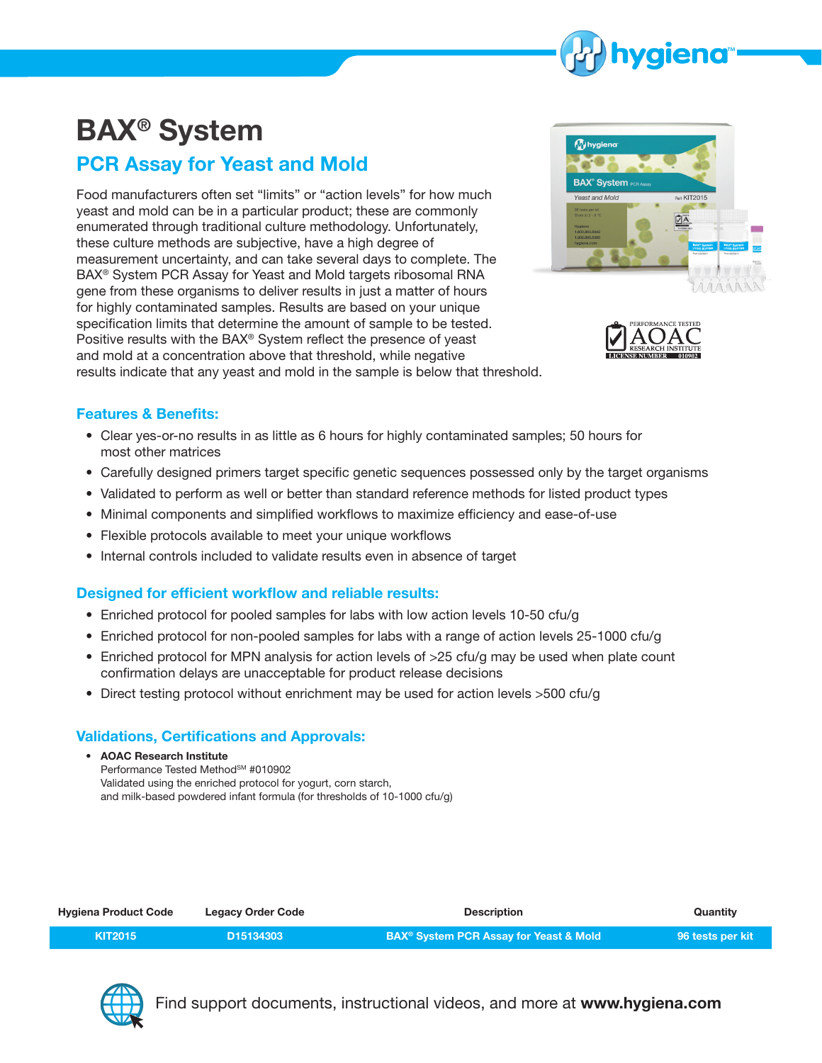# BAX® System

## PCR Assay for Yeast and Mold

Food manufacturers often set "limits" or "action levels" for how much yeast and mold can be in a particular product; these are commonly enumerated through traditional culture methodology. Unfortunately, these culture methods are subjective, have a high degree of measurement uncertainty, and can take several days to complete. The BAX® System PCR Assay for Yeast and Mold targets ribosomal RNA gene from these organisms to deliver results in just a matter of hours for highly contaminated samples. Results are based on your unique specification limits that determine the amount of sample to be tested. Positive results with the BAX® System reflect the presence of yeast and mold at a concentration above that threshold, while negative results indicate that any yeast and mold in the sample is below that threshold.

### Features & Benefits:

- Clear yes-or-no results in as little as 6 hours for highly contaminated samples; 50 hours for most other matrices
- Carefully designed primers target specific genetic sequences possessed only by the target organisms
- Validated to perform as well or better than standard reference methods for listed product types
- Minimal components and simplified workflows to maximize efficiency and ease-of-use
- Flexible protocols available to meet your unique workflows
- Internal controls included to validate results even in absence of target

### Designed for efficient workflow and reliable results:

- Enriched protocol for pooled samples for labs with low action levels 10-50 cfu/g
- Enriched protocol for non-pooled samples for labs with a range of action levels 25-1000 cfu/g
- Enriched protocol for MPN analysis for action levels of >25 cfu/g may be used when plate count confirmation delays are unacceptable for product release decisions
- Direct testing protocol without enrichment may be used for action levels >500 cfu/g

### Validations, Certifications and Approvals:

- **AOAC Research Institute**
  Performance Tested Method[SM] #010902
  Validated using the enriched protocol for yogurt, corn starch, and milk-based powdered infant formula (for thresholds of 10-1000 cfu/g)

| Hygiena Product Code | Legacy Order Code | Description | Quantity |
| --- | --- | --- | --- |
| KIT2015 | D15134303 | BAX® System PCR Assay for Yeast & Mold | 96 tests per kit |

Find support documents, instructional videos, and more at **www.hygiena.com**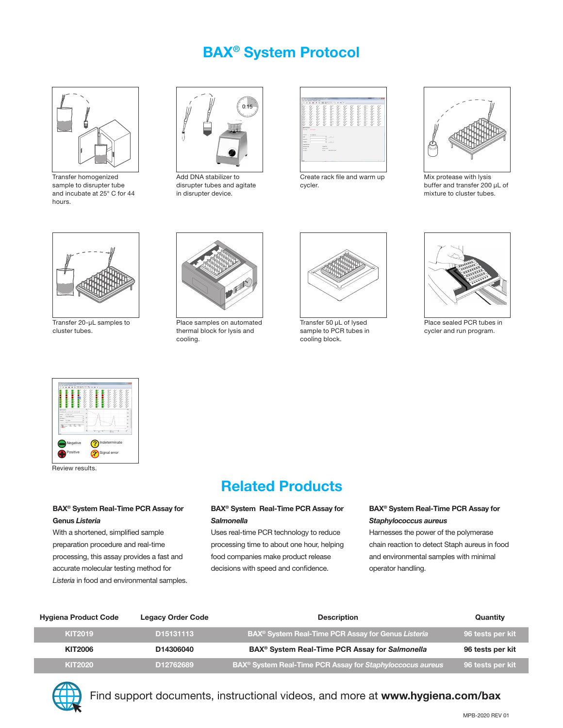# BAX® System Protocol

Transfer homogenized sample to disrupter tube and incubate at 25° C for 44 hours.

Add DNA stabilizer to disrupter tubes and agitate in disrupter device.

Create rack file and warm up cycler.

Mix protease with lysis buffer and transfer 200 µL of mixture to cluster tubes.

Transfer 20-µL samples to cluster tubes.

Place samples on automated thermal block for lysis and cooling.

Transfer 50 µL of lysed sample to PCR tubes in cooling block.

Place sealed PCR tubes in cycler and run program.

Negative
Indeterminate
Positive
Signal error

Review results.

## Related Products

**BAX® System Real-Time PCR Assay for Genus *Listeria***

With a shortened, simplified sample preparation procedure and real-time processing, this assay provides a fast and accurate molecular testing method for *Listeria* in food and environmental samples.

**BAX® System Real-Time PCR Assay for *Salmonella***

Uses real-time PCR technology to reduce processing time to about one hour, helping food companies make product release decisions with speed and confidence.

**BAX® System Real-Time PCR Assay for *Staphylococcus aureus***

Harnesses the power of the polymerase chain reaction to detect Staph aureus in food and environmental samples with minimal operator handling.

| Hygiena Product Code | Legacy Order Code | Description | Quantity |
|---|---|---|---|
| KIT2019 | D15131113 | BAX® System Real-Time PCR Assay for Genus *Listeria* | 96 tests per kit |
| KIT2006 | D14306040 | BAX® System Real-Time PCR Assay for *Salmonella* | 96 tests per kit |
| KIT2020 | D12762689 | BAX® System Real-Time PCR Assay for *Staphyloccocus aureus* | 96 tests per kit |

Find support documents, instructional videos, and more at **www.hygiena.com/bax**

MPB-2020 REV 01